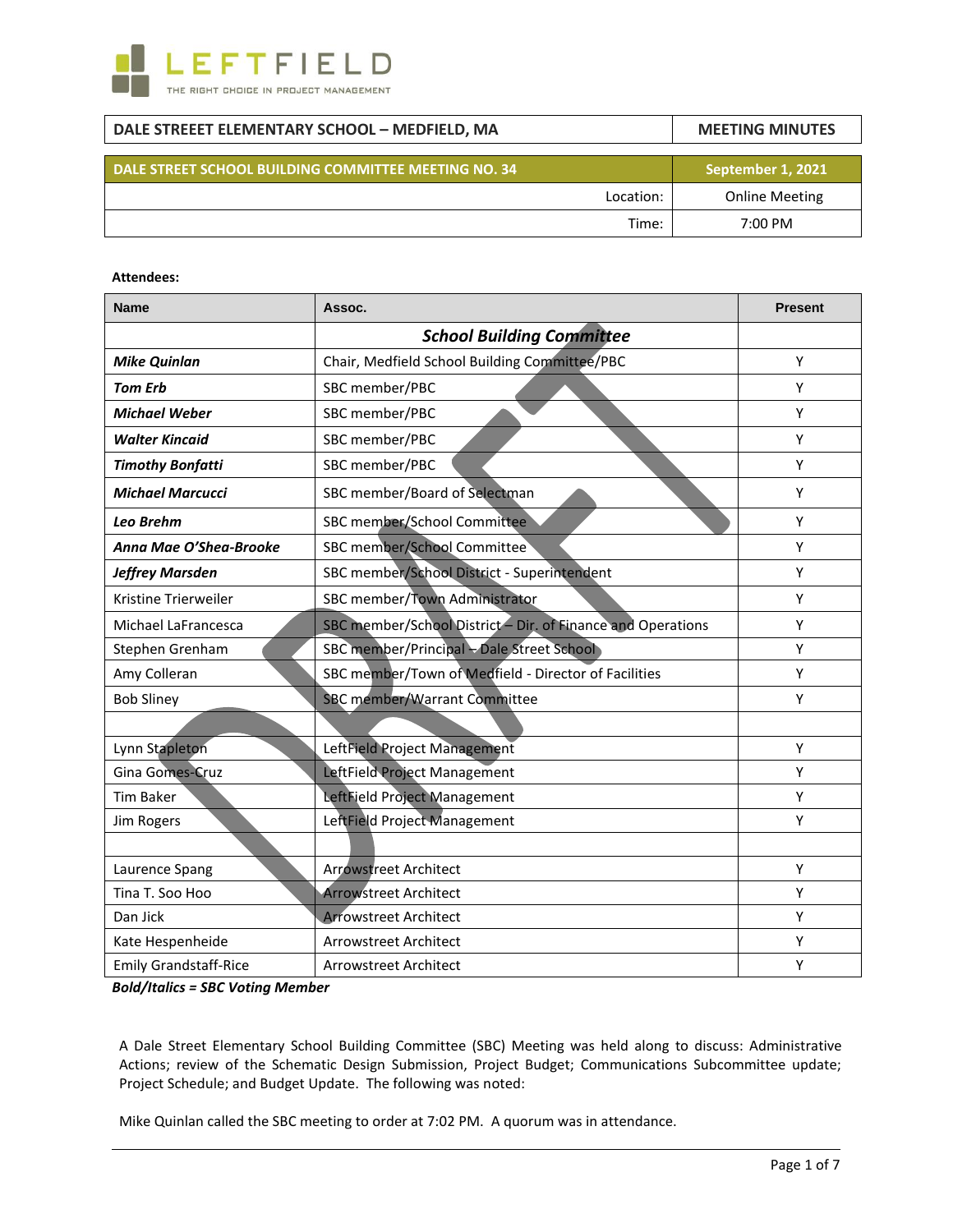LEFTFIELD
THE RIGHT CHOICE IN PROJECT MANAGEMENT

| DALE STREEET ELEMENTARY SCHOOL – MEDFIELD, MA | MEETING MINUTES |
|---|---|
| **DALE STREET SCHOOL BUILDING COMMITTEE MEETING NO. 34** | **September 1, 2021** |
| Location: | Online Meeting |
| Time: | 7:00 PM |

**Attendees:**

| Name | Assoc. | Present |
|---|---|---|
| | ***School Building Committee*** | |
| ***Mike Quinlan*** | Chair, Medfield School Building Committee/PBC | Y |
| ***Tom Erb*** | SBC member/PBC | Y |
| ***Michael Weber*** | SBC member/PBC | Y |
| ***Walter Kincaid*** | SBC member/PBC | Y |
| ***Timothy Bonfatti*** | SBC member/PBC | Y |
| ***Michael Marcucci*** | SBC member/Board of Selectman | Y |
| ***Leo Brehm*** | SBC member/School Committee | Y |
| ***Anna Mae O'Shea-Brooke*** | SBC member/School Committee | Y |
| ***Jeffrey Marsden*** | SBC member/School District - Superintendent | Y |
| Kristine Trierweiler | SBC member/Town Administrator | Y |
| Michael LaFrancesca | SBC member/School District – Dir. of Finance and Operations | Y |
| Stephen Grenham | SBC member/Principal – Dale Street School | Y |
| Amy Colleran | SBC member/Town of Medfield - Director of Facilities | Y |
| Bob Sliney | SBC member/Warrant Committee | Y |
| | | |
| Lynn Stapleton | LeftField Project Management | Y |
| Gina Gomes-Cruz | LeftField Project Management | Y |
| Tim Baker | LeftField Project Management | Y |
| Jim Rogers | LeftField Project Management | Y |
| | | |
| Laurence Spang | Arrowstreet Architect | Y |
| Tina T. Soo Hoo | Arrowstreet Architect | Y |
| Dan Jick | Arrowstreet Architect | Y |
| Kate Hespenheide | Arrowstreet Architect | Y |
| Emily Grandstaff-Rice | Arrowstreet Architect | Y |

***Bold/Italics = SBC Voting Member***

A Dale Street Elementary School Building Committee (SBC) Meeting was held along to discuss: Administrative Actions; review of the Schematic Design Submission, Project Budget; Communications Subcommittee update; Project Schedule; and Budget Update. The following was noted:

Mike Quinlan called the SBC meeting to order at 7:02 PM. A quorum was in attendance.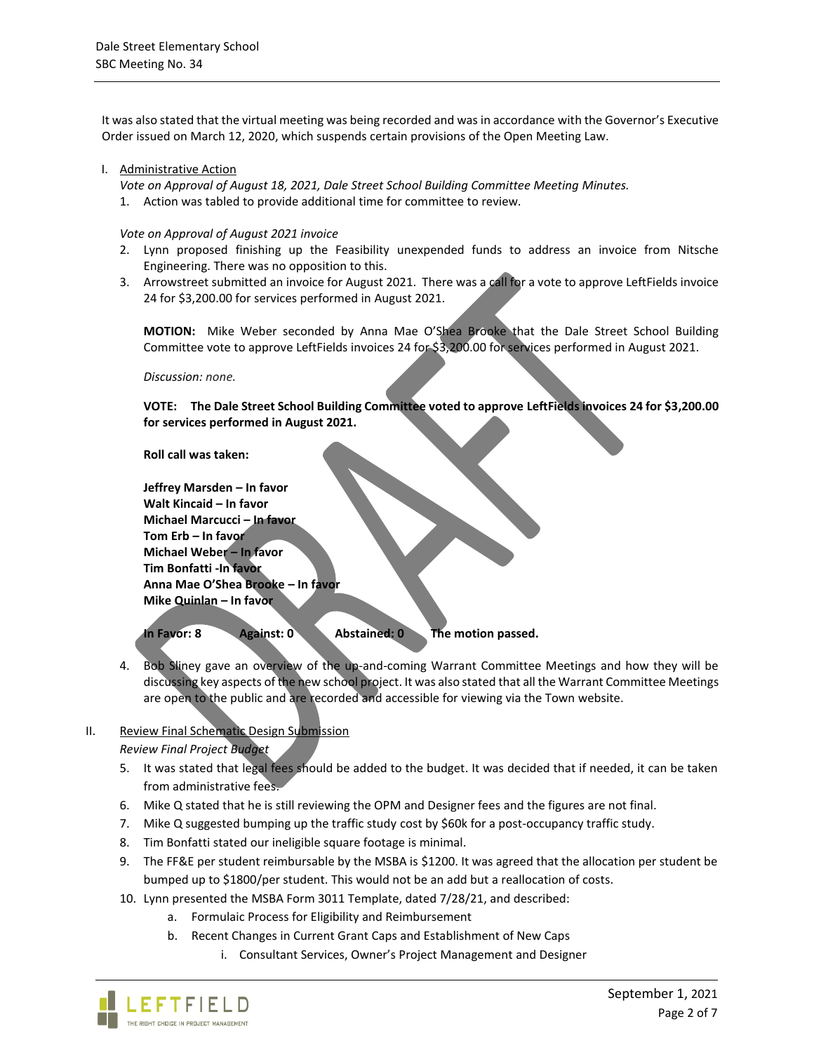It was also stated that the virtual meeting was being recorded and was in accordance with the Governor's Executive Order issued on March 12, 2020, which suspends certain provisions of the Open Meeting Law.

I. <u>Administrative Action</u>

*Vote on Approval of August 18, 2021, Dale Street School Building Committee Meeting Minutes.*

1. Action was tabled to provide additional time for committee to review.

*Vote on Approval of August 2021 invoice*

2. Lynn proposed finishing up the Feasibility unexpended funds to address an invoice from Nitsche Engineering. There was no opposition to this.
3. Arrowstreet submitted an invoice for August 2021. There was a call for a vote to approve LeftFields invoice 24 for $3,200.00 for services performed in August 2021.

   **MOTION:** Mike Weber seconded by Anna Mae O'Shea Brooke that the Dale Street School Building Committee vote to approve LeftFields invoices 24 for $3,200.00 for services performed in August 2021.

   *Discussion: none.*

   **VOTE: The Dale Street School Building Committee voted to approve LeftFields invoices 24 for $3,200.00 for services performed in August 2021.**

   **Roll call was taken:**

   **Jeffrey Marsden – In favor**
   **Walt Kincaid – In favor**
   **Michael Marcucci – In favor**
   **Tom Erb – In favor**
   **Michael Weber – In favor**
   **Tim Bonfatti -In favor**
   **Anna Mae O'Shea Brooke – In favor**
   **Mike Quinlan – In favor**

   **In Favor: 8 Against: 0 Abstained: 0 The motion passed.**

4. Bob Sliney gave an overview of the up-and-coming Warrant Committee Meetings and how they will be discussing key aspects of the new school project. It was also stated that all the Warrant Committee Meetings are open to the public and are recorded and accessible for viewing via the Town website.

II. <u>Review Final Schematic Design Submission</u>

*Review Final Project Budget*

5. It was stated that legal fees should be added to the budget. It was decided that if needed, it can be taken from administrative fees.
6. Mike Q stated that he is still reviewing the OPM and Designer fees and the figures are not final.
7. Mike Q suggested bumping up the traffic study cost by $60k for a post-occupancy traffic study.
8. Tim Bonfatti stated our ineligible square footage is minimal.
9. The FF&E per student reimbursable by the MSBA is $1200. It was agreed that the allocation per student be bumped up to $1800/per student. This would not be an add but a reallocation of costs.
10. Lynn presented the MSBA Form 3011 Template, dated 7/28/21, and described:
    a. Formulaic Process for Eligibility and Reimbursement
    b. Recent Changes in Current Grant Caps and Establishment of New Caps
        i. Consultant Services, Owner's Project Management and Designer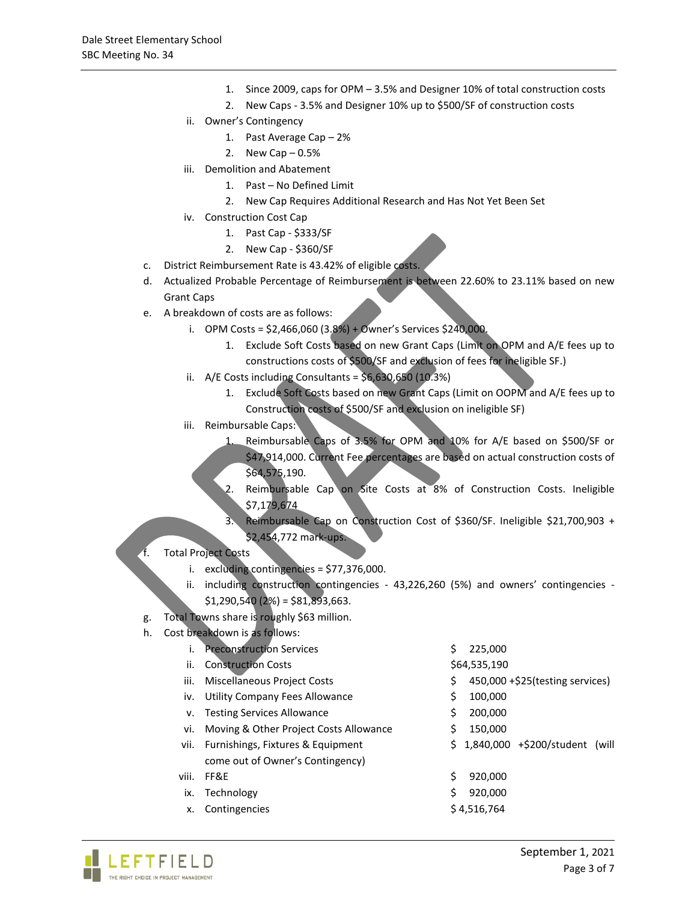1. Since 2009, caps for OPM – 3.5% and Designer 10% of total construction costs
2. New Caps - 3.5% and Designer 10% up to $500/SF of construction costs

ii. Owner's Contingency

1. Past Average Cap – 2%
2. New Cap – 0.5%

iii. Demolition and Abatement

1. Past – No Defined Limit
2. New Cap Requires Additional Research and Has Not Yet Been Set

iv. Construction Cost Cap

1. Past Cap - $333/SF
2. New Cap - $360/SF

c. District Reimbursement Rate is 43.42% of eligible costs.

d. Actualized Probable Percentage of Reimbursement is between 22.60% to 23.11% based on new Grant Caps

e. A breakdown of costs are as follows:

i. OPM Costs = $2,466,060 (3.8%) + Owner's Services $240,000.

1. Exclude Soft Costs based on new Grant Caps (Limit on OPM and A/E fees up to constructions costs of $500/SF and exclusion of fees for ineligible SF.)

ii. A/E Costs including Consultants = $6,630,650 (10.3%)

1. Exclude Soft Costs based on new Grant Caps (Limit on OOPM and A/E fees up to Construction costs of $500/SF and exclusion on ineligible SF)

iii. Reimbursable Caps:

1. Reimbursable Caps of 3.5% for OPM and 10% for A/E based on $500/SF or $47,914,000. Current Fee percentages are based on actual construction costs of $64,575,190.
2. Reimbursable Cap on Site Costs at 8% of Construction Costs. Ineligible $7,179,674
3. Reimbursable Cap on Construction Cost of $360/SF. Ineligible $21,700,903 + $2,454,772 mark-ups.

f. Total Project Costs

i. excluding contingencies = $77,376,000.

ii. including construction contingencies - 43,226,260 (5%) and owners' contingencies - $1,290,540 (2%) = $81,893,663.

g. Total Towns share is roughly $63 million.

h. Cost breakdown is as follows:

| | | |
|---|---|---|
| i. | Preconstruction Services | $ 225,000 |
| ii. | Construction Costs | $64,535,190 |
| iii. | Miscellaneous Project Costs | $ 450,000 +$25(testing services) |
| iv. | Utility Company Fees Allowance | $ 100,000 |
| v. | Testing Services Allowance | $ 200,000 |
| vi. | Moving & Other Project Costs Allowance | $ 150,000 |
| vii. | Furnishings, Fixtures & Equipment (will come out of Owner's Contingency) | $ 1,840,000 +$200/student |
| viii. | FF&E | $ 920,000 |
| ix. | Technology | $ 920,000 |
| x. | Contingencies | $ 4,516,764 |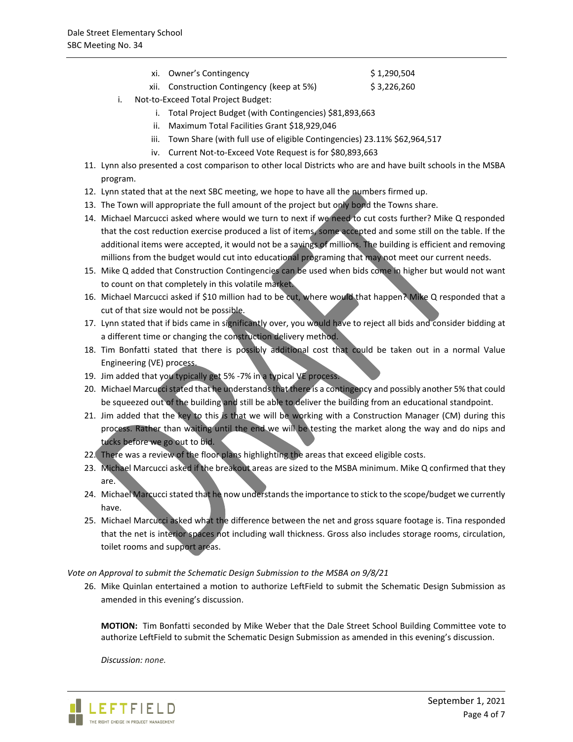- xi. Owner's Contingency $1,290,504
- xii. Construction Contingency (keep at 5%) $3,226,260

i. Not-to-Exceed Total Project Budget:
   - i. Total Project Budget (with Contingencies) $81,893,663
   - ii. Maximum Total Facilities Grant $18,929,046
   - iii. Town Share (with full use of eligible Contingencies) 23.11% $62,964,517
   - iv. Current Not-to-Exceed Vote Request is for $80,893,663

11. Lynn also presented a cost comparison to other local Districts who are and have built schools in the MSBA program.
12. Lynn stated that at the next SBC meeting, we hope to have all the numbers firmed up.
13. The Town will appropriate the full amount of the project but only bond the Towns share.
14. Michael Marcucci asked where would we turn to next if we need to cut costs further? Mike Q responded that the cost reduction exercise produced a list of items, some accepted and some still on the table. If the additional items were accepted, it would not be a savings of millions. The building is efficient and removing millions from the budget would cut into educational programing that may not meet our current needs.
15. Mike Q added that Construction Contingencies can be used when bids come in higher but would not want to count on that completely in this volatile market.
16. Michael Marcucci asked if $10 million had to be cut, where would that happen? Mike Q responded that a cut of that size would not be possible.
17. Lynn stated that if bids came in significantly over, you would have to reject all bids and consider bidding at a different time or changing the construction delivery method.
18. Tim Bonfatti stated that there is possibly additional cost that could be taken out in a normal Value Engineering (VE) process.
19. Jim added that you typically get 5% -7% in a typical VE process.
20. Michael Marcucci stated that he understands that there is a contingency and possibly another 5% that could be squeezed out of the building and still be able to deliver the building from an educational standpoint.
21. Jim added that the key to this is that we will be working with a Construction Manager (CM) during this process. Rather than waiting until the end we will be testing the market along the way and do nips and tucks before we go out to bid.
22. There was a review of the floor plans highlighting the areas that exceed eligible costs.
23. Michael Marcucci asked if the breakout areas are sized to the MSBA minimum. Mike Q confirmed that they are.
24. Michael Marcucci stated that he now understands the importance to stick to the scope/budget we currently have.
25. Michael Marcucci asked what the difference between the net and gross square footage is. Tina responded that the net is interior spaces not including wall thickness. Gross also includes storage rooms, circulation, toilet rooms and support areas.

*Vote on Approval to submit the Schematic Design Submission to the MSBA on 9/8/21*

26. Mike Quinlan entertained a motion to authorize LeftField to submit the Schematic Design Submission as amended in this evening's discussion.

    **MOTION:** Tim Bonfatti seconded by Mike Weber that the Dale Street School Building Committee vote to authorize LeftField to submit the Schematic Design Submission as amended in this evening's discussion.

    *Discussion: none.*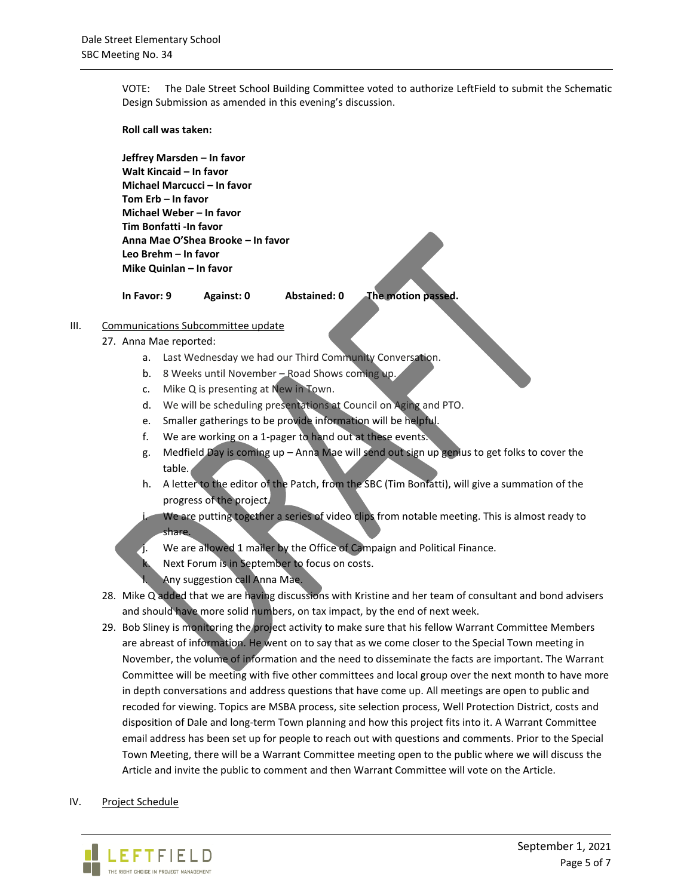VOTE: The Dale Street School Building Committee voted to authorize LeftField to submit the Schematic Design Submission as amended in this evening's discussion.

**Roll call was taken:**

**Jeffrey Marsden – In favor**
**Walt Kincaid – In favor**
**Michael Marcucci – In favor**
**Tom Erb – In favor**
**Michael Weber – In favor**
**Tim Bonfatti -In favor**
**Anna Mae O'Shea Brooke – In favor**
**Leo Brehm – In favor**
**Mike Quinlan – In favor**

**In Favor: 9 Against: 0 Abstained: 0 The motion passed.**

III. Communications Subcommittee update

27. Anna Mae reported:
    a. Last Wednesday we had our Third Community Conversation.
    b. 8 Weeks until November – Road Shows coming up.
    c. Mike Q is presenting at New in Town.
    d. We will be scheduling presentations at Council on Aging and PTO.
    e. Smaller gatherings to be provide information will be helpful.
    f. We are working on a 1-pager to hand out at these events.
    g. Medfield Day is coming up – Anna Mae will send out sign up genius to get folks to cover the table.
    h. A letter to the editor of the Patch, from the SBC (Tim Bonfatti), will give a summation of the progress of the project.
    i. We are putting together a series of video clips from notable meeting. This is almost ready to share.
    j. We are allowed 1 mailer by the Office of Campaign and Political Finance.
    k. Next Forum is in September to focus on costs.
    l. Any suggestion call Anna Mae.
28. Mike Q added that we are having discussions with Kristine and her team of consultant and bond advisers and should have more solid numbers, on tax impact, by the end of next week.
29. Bob Sliney is monitoring the project activity to make sure that his fellow Warrant Committee Members are abreast of information. He went on to say that as we come closer to the Special Town meeting in November, the volume of information and the need to disseminate the facts are important. The Warrant Committee will be meeting with five other committees and local group over the next month to have more in depth conversations and address questions that have come up. All meetings are open to public and recoded for viewing. Topics are MSBA process, site selection process, Well Protection District, costs and disposition of Dale and long-term Town planning and how this project fits into it. A Warrant Committee email address has been set up for people to reach out with questions and comments. Prior to the Special Town Meeting, there will be a Warrant Committee meeting open to the public where we will discuss the Article and invite the public to comment and then Warrant Committee will vote on the Article.

IV. Project Schedule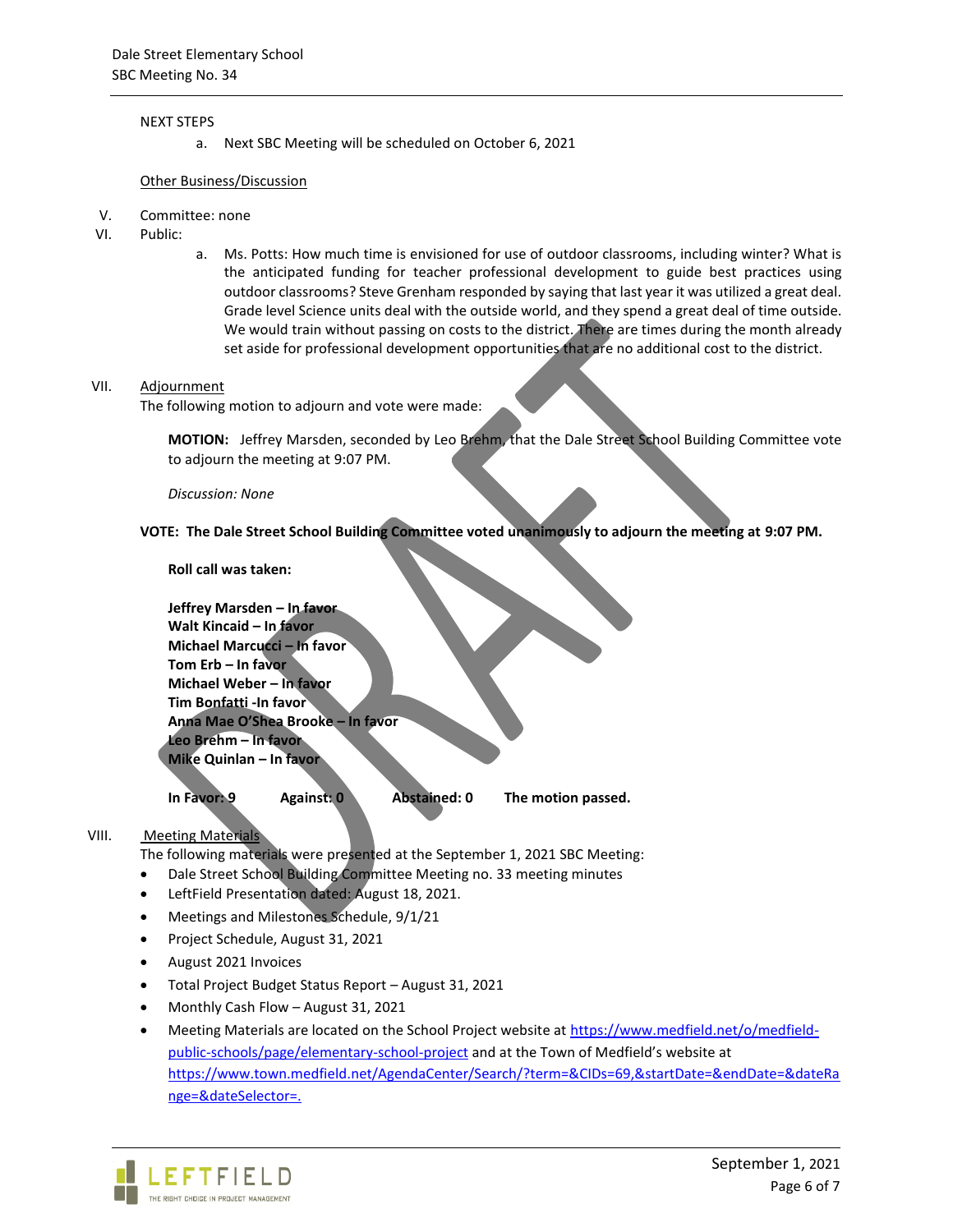NEXT STEPS

a. Next SBC Meeting will be scheduled on October 6, 2021

Other Business/Discussion

V. Committee: none

VI. Public:

a. Ms. Potts: How much time is envisioned for use of outdoor classrooms, including winter? What is the anticipated funding for teacher professional development to guide best practices using outdoor classrooms? Steve Grenham responded by saying that last year it was utilized a great deal. Grade level Science units deal with the outside world, and they spend a great deal of time outside. We would train without passing on costs to the district. There are times during the month already set aside for professional development opportunities that are no additional cost to the district.

VII. Adjournment

The following motion to adjourn and vote were made:

**MOTION:** Jeffrey Marsden, seconded by Leo Brehm, that the Dale Street School Building Committee vote to adjourn the meeting at 9:07 PM.

*Discussion: None*

**VOTE: The Dale Street School Building Committee voted unanimously to adjourn the meeting at 9:07 PM.**

**Roll call was taken:**

**Jeffrey Marsden – In favor**
**Walt Kincaid – In favor**
**Michael Marcucci – In favor**
**Tom Erb – In favor**
**Michael Weber – In favor**
**Tim Bonfatti -In favor**
**Anna Mae O'Shea Brooke – In favor**
**Leo Brehm – In favor**
**Mike Quinlan – In favor**

**In Favor: 9 Against: 0 Abstained: 0 The motion passed.**

VIII. Meeting Materials

The following materials were presented at the September 1, 2021 SBC Meeting:

- Dale Street School Building Committee Meeting no. 33 meeting minutes
- LeftField Presentation dated: August 18, 2021.
- Meetings and Milestones Schedule, 9/1/21
- Project Schedule, August 31, 2021
- August 2021 Invoices
- Total Project Budget Status Report – August 31, 2021
- Monthly Cash Flow – August 31, 2021
- Meeting Materials are located on the School Project website at https://www.medfield.net/o/medfield-public-schools/page/elementary-school-project and at the Town of Medfield's website at https://www.town.medfield.net/AgendaCenter/Search/?term=&CIDs=69,&startDate=&endDate=&dateRange=&dateSelector=.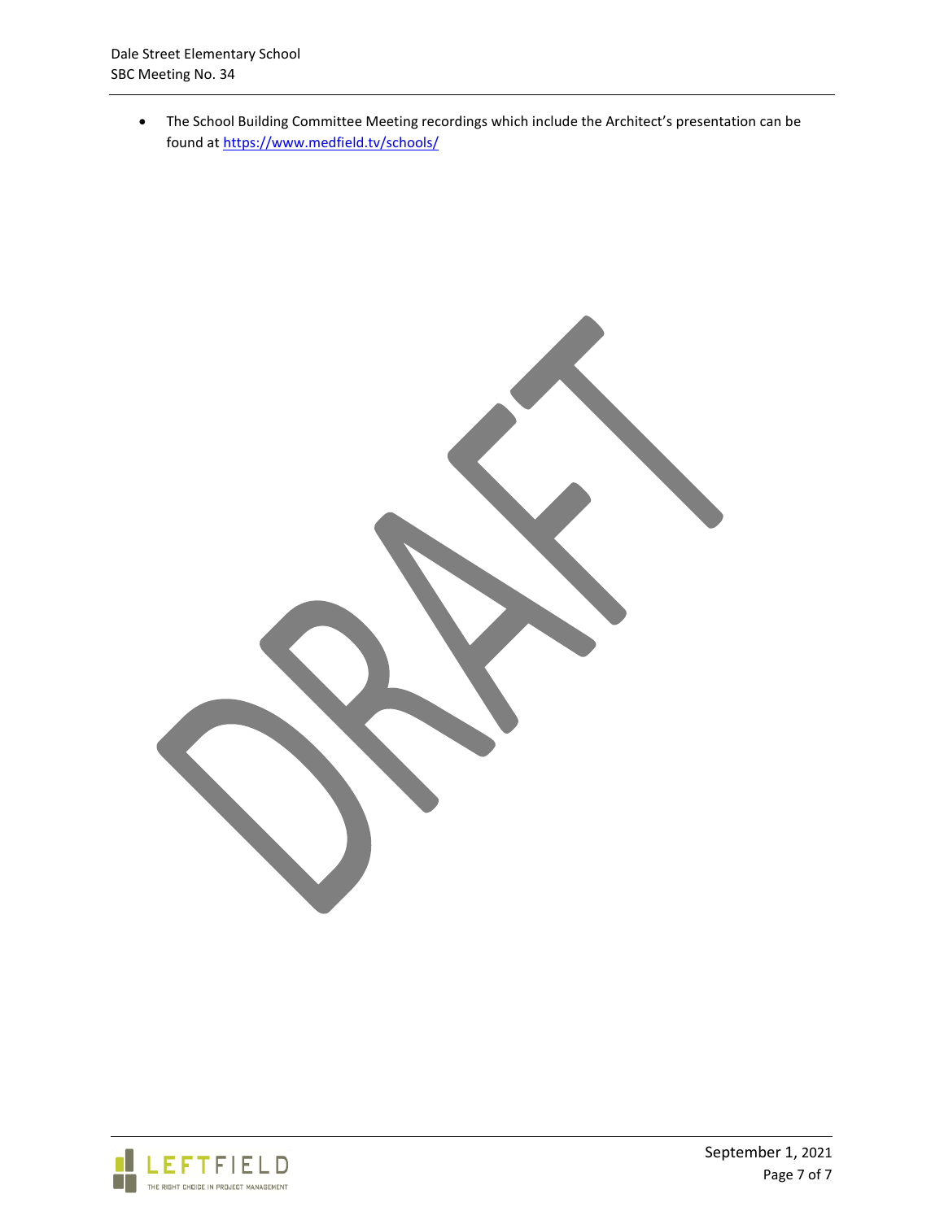- The School Building Committee Meeting recordings which include the Architect's presentation can be found at https://www.medfield.tv/schools/